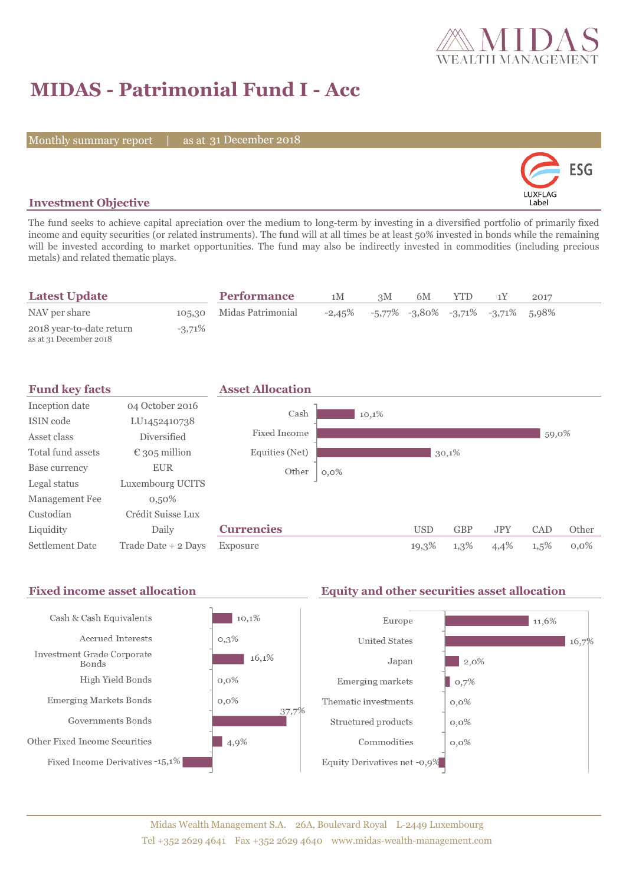# MIDAS - Patrimonial Fund I - Acc

Monthly summary report | as at 31 December 2018

## Investment Objective

The fund seeks to achieve capital apreciation over the medium to long-term by investing in a diversified portfolio of primarily fixed income and equity securities (or related instruments). The fund will at all times be at least 50% invested in bonds while the remaining will be invested according to market opportunities. The fund may also be indirectly invested in commodities (including precious metals) and related thematic plays.

## Latest Update

| | |
|---|---|
| NAV per share | 105,30 |
| 2018 year-to-date return (as at 31 December 2018) | -3,71% |

## Performance

| | 1M | 3M | 6M | YTD | 1Y | 2017 |
|---|---|---|---|---|---|---|
| Midas Patrimonial | -2,45% | -5,77% | -3,80% | -3,71% | -3,71% | 5,98% |

## Fund key facts

| | |
|---|---|
| Inception date | 04 October 2016 |
| ISIN code | LU1452410738 |
| Asset class | Diversified |
| Total fund assets | € 305 million |
| Base currency | EUR |
| Legal status | Luxembourg UCITS |
| Management Fee | 0,50% |
| Custodian | Crédit Suisse Lux |
| Liquidity | Daily |
| Settlement Date | Trade Date + 2 Days |

## Asset Allocation

| | |
|---|---|
| Cash | 10,1% |
| Fixed Income | 59,0% |
| Equities (Net) | 30,1% |
| Other | 0,0% |

## Currencies

| | USD | GBP | JPY | CAD | Other |
|---|---|---|---|---|---|
| Exposure | 19,3% | 1,3% | 4,4% | 1,5% | 0,0% |

## Fixed income asset allocation

| | |
|---|---|
| Cash & Cash Equivalents | 10,1% |
| Accrued Interests | 0,3% |
| Investment Grade Corporate Bonds | 16,1% |
| High Yield Bonds | 0,0% |
| Emerging Markets Bonds | 0,0% |
| Governments Bonds | 37,7% |
| Other Fixed Income Securities | 4,9% |
| Fixed Income Derivatives | -15,1% |

## Equity and other securities asset allocation

| | |
|---|---|
| Europe | 11,6% |
| United States | 16,7% |
| Japan | 2,0% |
| Emerging markets | 0,7% |
| Thematic investments | 0,0% |
| Structured products | 0,0% |
| Commodities | 0,0% |
| Equity Derivatives net | -0,9% |

Midas Wealth Management S.A. 26A, Boulevard Royal L-2449 Luxembourg
Tel +352 2629 4641 Fax +352 2629 4640 www.midas-wealth-management.com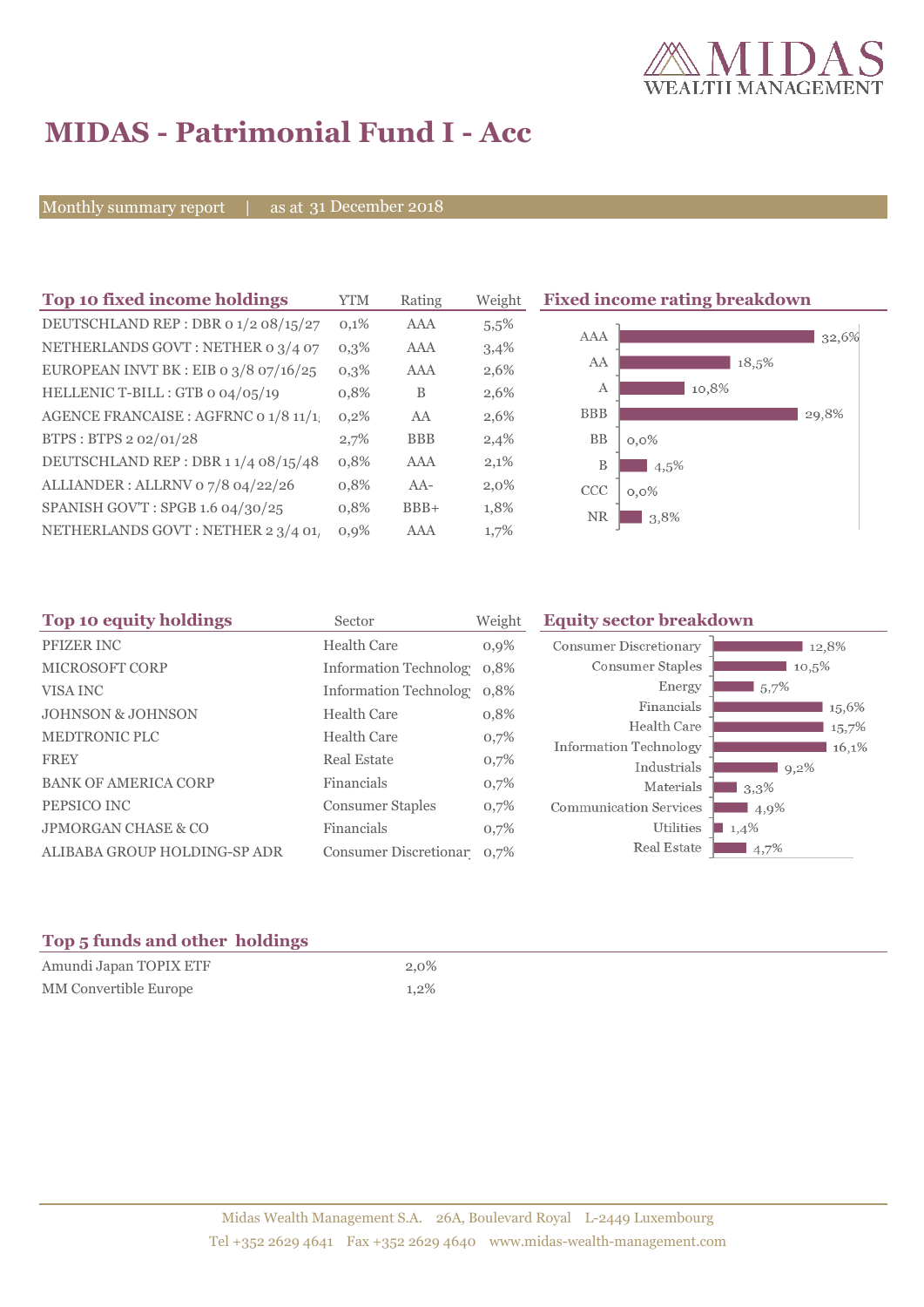# MIDAS - Patrimonial Fund I - Acc

Monthly summary report | as at 31 December 2018

## Top 10 fixed income holdings

| Top 10 fixed income holdings | YTM | Rating | Weight |
|---|---|---|---|
| DEUTSCHLAND REP : DBR 0 1/2 08/15/27 | 0,1% | AAA | 5,5% |
| NETHERLANDS GOVT : NETHER 0 3/4 07 | 0,3% | AAA | 3,4% |
| EUROPEAN INVT BK : EIB 0 3/8 07/16/25 | 0,3% | AAA | 2,6% |
| HELLENIC T-BILL : GTB 0 04/05/19 | 0,8% | B | 2,6% |
| AGENCE FRANCAISE : AGFRNC 0 1/8 11/1 | 0,2% | AA | 2,6% |
| BTPS : BTPS 2 02/01/28 | 2,7% | BBB | 2,4% |
| DEUTSCHLAND REP : DBR 1 1/4 08/15/48 | 0,8% | AAA | 2,1% |
| ALLIANDER : ALLRNV 0 7/8 04/22/26 | 0,8% | AA- | 2,0% |
| SPANISH GOV'T : SPGB 1.6 04/30/25 | 0,8% | BBB+ | 1,8% |
| NETHERLANDS GOVT : NETHER 2 3/4 01 | 0,9% | AAA | 1,7% |

## Fixed income rating breakdown

| Rating | Weight |
|---|---|
| AAA | 32,6% |
| AA | 18,5% |
| A | 10,8% |
| BBB | 29,8% |
| BB | 0,0% |
| B | 4,5% |
| CCC | 0,0% |
| NR | 3,8% |

## Top 10 equity holdings

| Top 10 equity holdings | Sector | Weight |
|---|---|---|
| PFIZER INC | Health Care | 0,9% |
| MICROSOFT CORP | Information Technolog | 0,8% |
| VISA INC | Information Technolog | 0,8% |
| JOHNSON & JOHNSON | Health Care | 0,8% |
| MEDTRONIC PLC | Health Care | 0,7% |
| FREY | Real Estate | 0,7% |
| BANK OF AMERICA CORP | Financials | 0,7% |
| PEPSICO INC | Consumer Staples | 0,7% |
| JPMORGAN CHASE & CO | Financials | 0,7% |
| ALIBABA GROUP HOLDING-SP ADR | Consumer Discretionar | 0,7% |

## Equity sector breakdown

| Sector | Weight |
|---|---|
| Consumer Discretionary | 12,8% |
| Consumer Staples | 10,5% |
| Energy | 5,7% |
| Financials | 15,6% |
| Health Care | 15,7% |
| Information Technology | 16,1% |
| Industrials | 9,2% |
| Materials | 3,3% |
| Communication Services | 4,9% |
| Utilities | 1,4% |
| Real Estate | 4,7% |

## Top 5 funds and other holdings

| Top 5 funds and other holdings | Weight |
|---|---|
| Amundi Japan TOPIX ETF | 2,0% |
| MM Convertible Europe | 1,2% |

Midas Wealth Management S.A. 26A, Boulevard Royal L-2449 Luxembourg
Tel +352 2629 4641 Fax +352 2629 4640 www.midas-wealth-management.com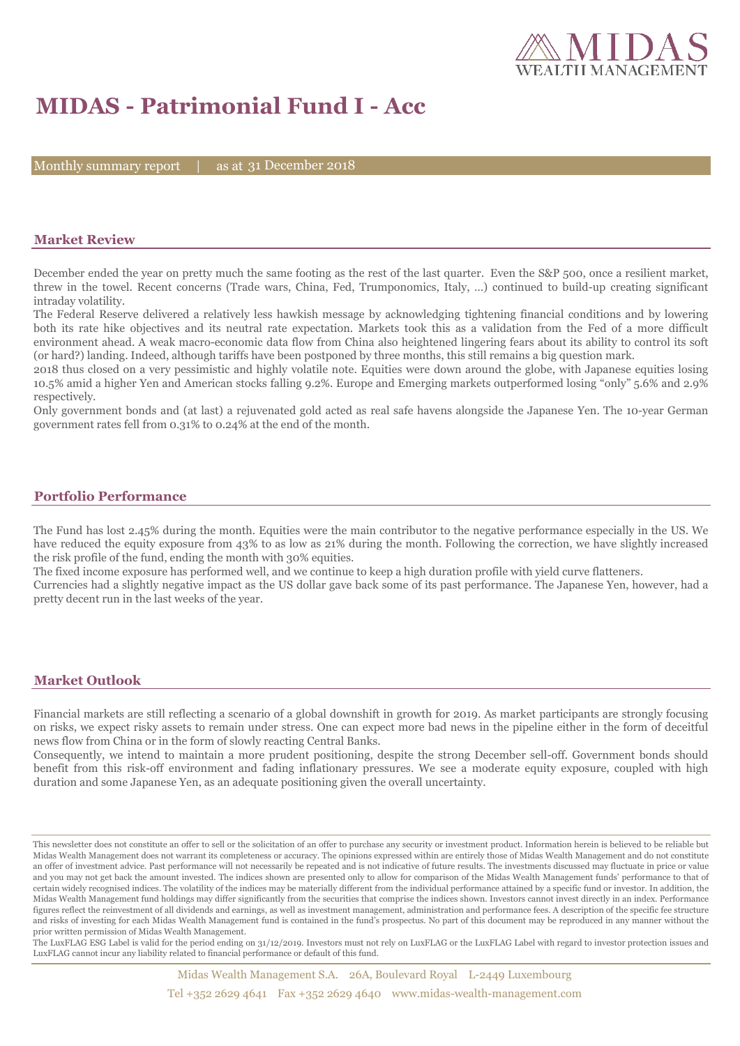# MIDAS - Patrimonial Fund I - Acc

Monthly summary report | as at 31 December 2018

## Market Review

December ended the year on pretty much the same footing as the rest of the last quarter. Even the S&P 500, once a resilient market, threw in the towel. Recent concerns (Trade wars, China, Fed, Trumponomics, Italy, ...) continued to build-up creating significant intraday volatility.

The Federal Reserve delivered a relatively less hawkish message by acknowledging tightening financial conditions and by lowering both its rate hike objectives and its neutral rate expectation. Markets took this as a validation from the Fed of a more difficult environment ahead. A weak macro-economic data flow from China also heightened lingering fears about its ability to control its soft (or hard?) landing. Indeed, although tariffs have been postponed by three months, this still remains a big question mark.

2018 thus closed on a very pessimistic and highly volatile note. Equities were down around the globe, with Japanese equities losing 10.5% amid a higher Yen and American stocks falling 9.2%. Europe and Emerging markets outperformed losing "only" 5.6% and 2.9% respectively.

Only government bonds and (at last) a rejuvenated gold acted as real safe havens alongside the Japanese Yen. The 10-year German government rates fell from 0.31% to 0.24% at the end of the month.

## Portfolio Performance

The Fund has lost 2.45% during the month. Equities were the main contributor to the negative performance especially in the US. We have reduced the equity exposure from 43% to as low as 21% during the month. Following the correction, we have slightly increased the risk profile of the fund, ending the month with 30% equities.

The fixed income exposure has performed well, and we continue to keep a high duration profile with yield curve flatteners.

Currencies had a slightly negative impact as the US dollar gave back some of its past performance. The Japanese Yen, however, had a pretty decent run in the last weeks of the year.

## Market Outlook

Financial markets are still reflecting a scenario of a global downshift in growth for 2019. As market participants are strongly focusing on risks, we expect risky assets to remain under stress. One can expect more bad news in the pipeline either in the form of deceitful news flow from China or in the form of slowly reacting Central Banks.

Consequently, we intend to maintain a more prudent positioning, despite the strong December sell-off. Government bonds should benefit from this risk-off environment and fading inflationary pressures. We see a moderate equity exposure, coupled with high duration and some Japanese Yen, as an adequate positioning given the overall uncertainty.

This newsletter does not constitute an offer to sell or the solicitation of an offer to purchase any security or investment product. Information herein is believed to be reliable but Midas Wealth Management does not warrant its completeness or accuracy. The opinions expressed within are entirely those of Midas Wealth Management and do not constitute an offer of investment advice. Past performance will not necessarily be repeated and is not indicative of future results. The investments discussed may fluctuate in price or value and you may not get back the amount invested. The indices shown are presented only to allow for comparison of the Midas Wealth Management funds' performance to that of certain widely recognised indices. The volatility of the indices may be materially different from the individual performance attained by a specific fund or investor. In addition, the Midas Wealth Management fund holdings may differ significantly from the securities that comprise the indices shown. Investors cannot invest directly in an index. Performance figures reflect the reinvestment of all dividends and earnings, as well as investment management, administration and performance fees. A description of the specific fee structure and risks of investing for each Midas Wealth Management fund is contained in the fund's prospectus. No part of this document may be reproduced in any manner without the prior written permission of Midas Wealth Management.

The LuxFLAG ESG Label is valid for the period ending on 31/12/2019. Investors must not rely on LuxFLAG or the LuxFLAG Label with regard to investor protection issues and LuxFLAG cannot incur any liability related to financial performance or default of this fund.

Midas Wealth Management S.A. 26A, Boulevard Royal L-2449 Luxembourg

Tel +352 2629 4641 Fax +352 2629 4640 www.midas-wealth-management.com